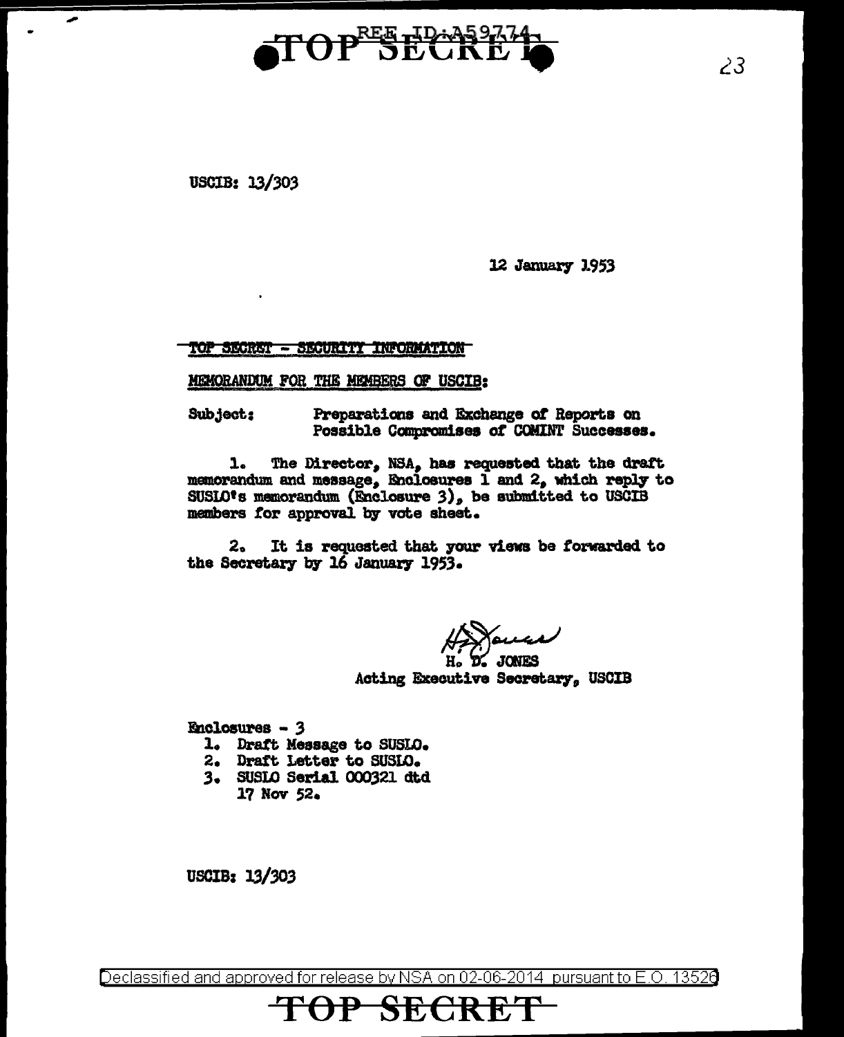TOP SECRET

USCIB: 13/303

12 January 1953

TOP SECRET - SECURITY INFORMATION

MEMORANDUM FOR THE MEMBERS OF USCIB:

Subject: Preparations and Exchange of Reports on Possible Compromises of COMINT Successes.

1. The Director, NSA, has requested that the draft memorandum and message, Enclosures 1 and 2, which reply to SUSLO's memorandum (Enclosure 3), be submitted to USCIB members for approval by vote sheet.

2. It is requested that your views be forwarded to the Secretary by 16 January 1953.

H. D. JONES
Acting Executive Secretary, USCIB

Enclosures - 3
1. Draft Message to SUSLO.
2. Draft Letter to SUSLO.
3. SUSLO Serial 000321 dtd 17 Nov 52.

USCIB: 13/303

Declassified and approved for release by NSA on 02-06-2014 pursuant to E.O. 13526

TOP SECRET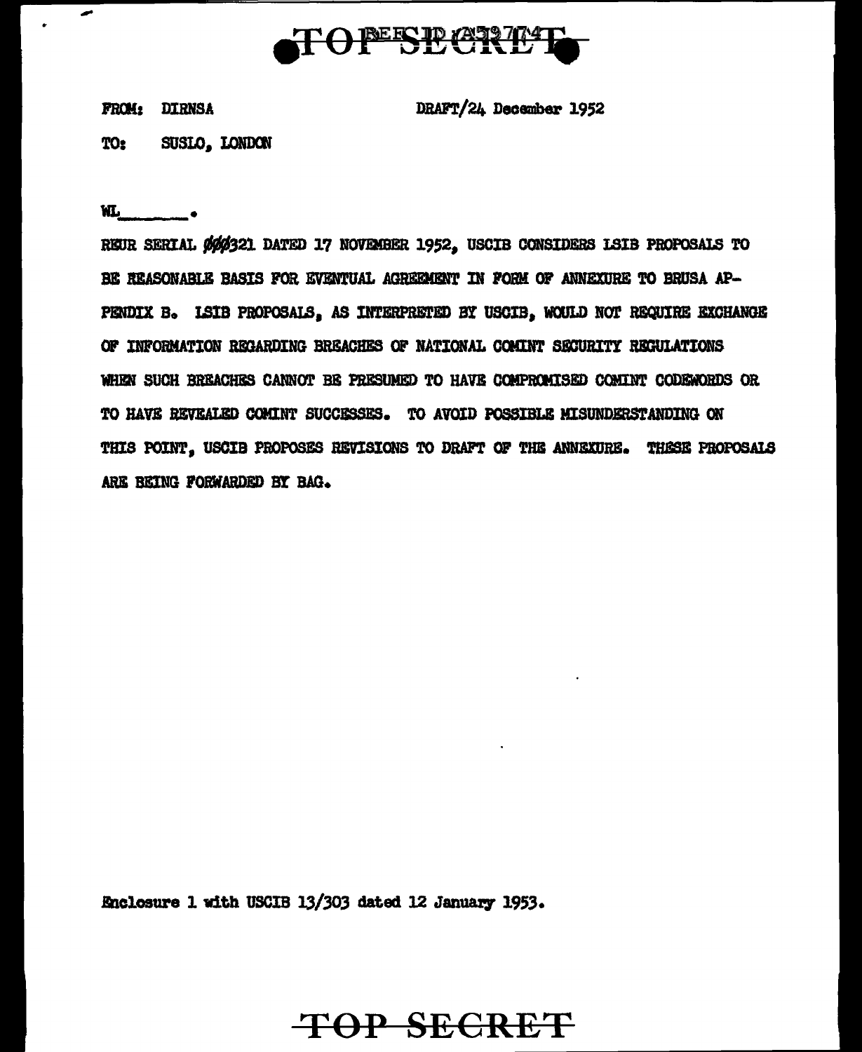TOP SECRET

FROM: DIRNSA

DRAFT/24 December 1952

TO: SUSLO, LONDON

WL______.

REUR SERIAL ØØØ321 DATED 17 NOVEMBER 1952, USCIB CONSIDERS LSIB PROPOSALS TO BE REASONABLE BASIS FOR EVENTUAL AGREEMENT IN FORM OF ANNEXURE TO BRUSA APPENDIX B. LSIB PROPOSALS, AS INTERPRETED BY USCIB, WOULD NOT REQUIRE EXCHANGE OF INFORMATION REGARDING BREACHES OF NATIONAL COMINT SECURITY REGULATIONS WHEN SUCH BREACHES CANNOT BE PRESUMED TO HAVE COMPROMISED COMINT CODEWORDS OR TO HAVE REVEALED COMINT SUCCESSES. TO AVOID POSSIBLE MISUNDERSTANDING ON THIS POINT, USCIB PROPOSES REVISIONS TO DRAFT OF THE ANNEXURE. THESE PROPOSALS ARE BEING FORWARDED BY BAG.

Enclosure 1 with USCIB 13/303 dated 12 January 1953.

TOP SECRET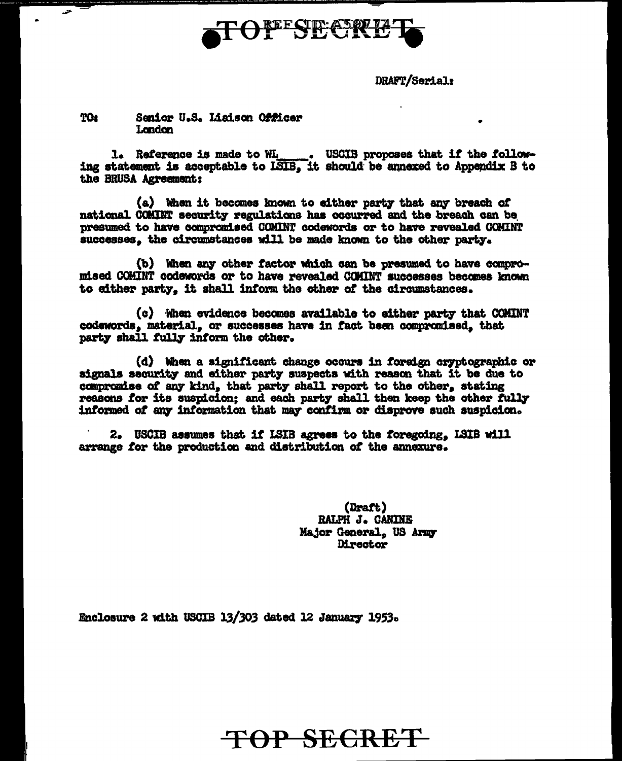TOP SECRET

DRAFT/Serial:

TO: Senior U.S. Liaison Officer
London

1. Reference is made to WL____. USCIB proposes that if the following statement is acceptable to LSIB, it should be annexed to Appendix B to the BRUSA Agreement:

(a) When it becomes known to either party that any breach of national COMINT security regulations has occurred and the breach can be presumed to have compromised COMINT codewords or to have revealed COMINT successes, the circumstances will be made known to the other party.

(b) When any other factor which can be presumed to have compromised COMINT codewords or to have revealed COMINT successes becomes known to either party, it shall inform the other of the circumstances.

(c) When evidence becomes available to either party that COMINT codewords, material, or successes have in fact been compromised, that party shall fully inform the other.

(d) When a significant change occurs in foreign cryptographic or signals security and either party suspects with reason that it be due to compromise of any kind, that party shall report to the other, stating reasons for its suspicion; and each party shall then keep the other fully informed of any information that may confirm or disprove such suspicion.

2. USCIB assumes that if LSIB agrees to the foregoing, LSIB will arrange for the production and distribution of the annexure.

(Draft)
RALPH J. CANINE
Major General, US Army
Director

Enclosure 2 with USCIB 13/303 dated 12 January 1953.

TOP SECRET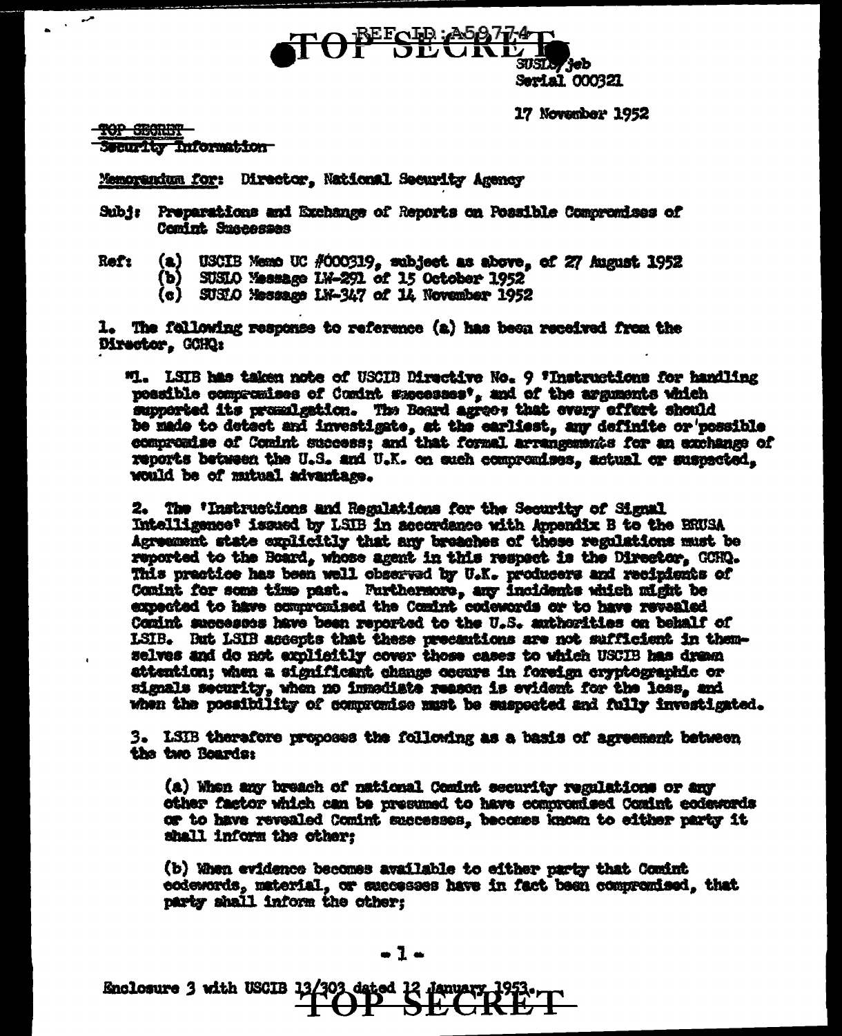REF ID:A59774

**TOP SECRET**

SUSLO/jeb
Serial 000321

17 November 1952

~~TOP SECRET~~
~~Security Information~~

Memorandum for: Director, National Security Agency

Subj: Preparations and Exchange of Reports on Possible Compromises of Comint Successes

Ref:
(a) USCIB Memo UC #000319, subject as above, of 27 August 1952
(b) SUSLO Message LW-291 of 15 October 1952
(c) SUSLO Message LW-347 of 14 November 1952

1. The following response to reference (a) has been received from the Director, GCHQ:

"1. LSIB has taken note of USCIB Directive No. 9 'Instructions for handling possible compromises of Comint successes', and of the arguments which supported its promulgation. The Board agrees that every effort should be made to detect and investigate, at the earliest, any definite or possible compromise of Comint success; and that formal arrangements for an exchange of reports between the U.S. and U.K. on such compromises, actual or suspected, would be of mutual advantage.

2. The 'Instructions and Regulations for the Security of Signal Intelligence' issued by LSIB in accordance with Appendix B to the BRUSA Agreement state explicitly that any breaches of these regulations must be reported to the Board, whose agent in this respect is the Director, GCHQ. This practice has been well observed by U.K. producers and recipients of Comint for some time past. Furthermore, any incidents which might be expected to have compromised the Comint codewords or to have revealed Comint successes have been reported to the U.S. authorities on behalf of LSIB. But LSIB accepts that these precautions are not sufficient in themselves and do not explicitly cover those cases to which USCIB has drawn attention; when a significant change occurs in foreign cryptographic or signals security, when no immediate reason is evident for the loss, and when the possibility of compromise must be suspected and fully investigated.

3. LSIB therefore proposes the following as a basis of agreement between the two Boards:

(a) When any breach of national Comint security regulations or any other factor which can be presumed to have compromised Comint codewords or to have revealed Comint successes, becomes known to either party it shall inform the other;

(b) When evidence becomes available to either party that Comint codewords, material, or successes have in fact been compromised, that party shall inform the other;

Enclosure 3 with USCIB 13/303 dated 12 January 1953.

**TOP SECRET**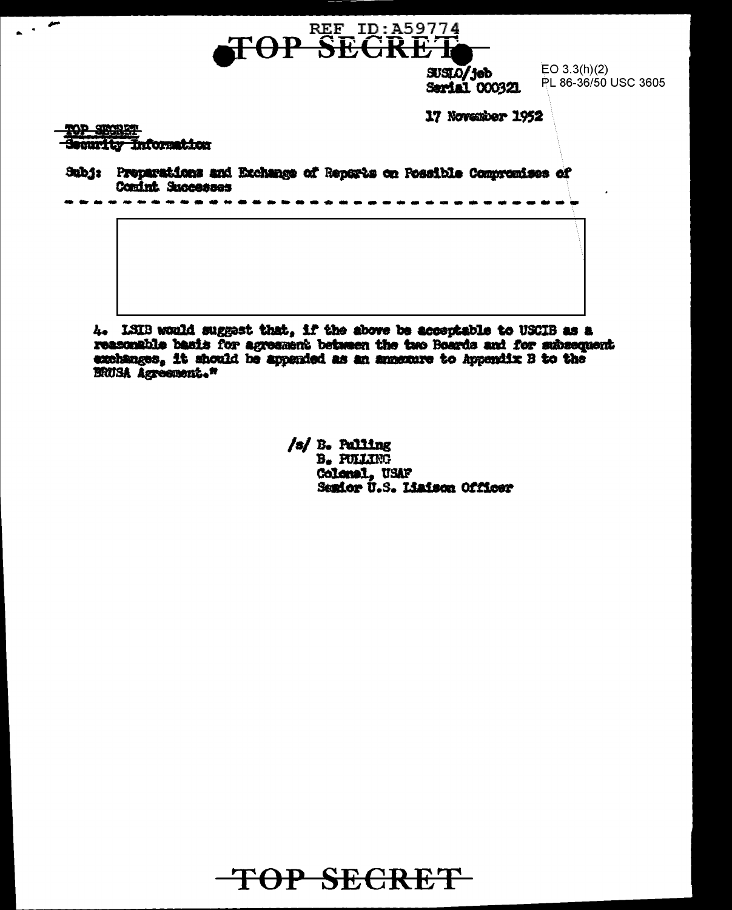REF ID:A59774

TOP SECRET

SUSLO/jeb
Serial 000321

EO 3.3(h)(2)
PL 86-36/50 USC 3605

17 November 1952

~~TOP SECRET~~
~~Security Information~~

Subj: Preparations and Exchange of Reports on Possible Compromises of Comint Successes

- - - - - - - - - - - - - - - - - - - - - - - - - - - - - - - - - -

4. LSIB would suggest that, if the above be acceptable to USCIB as a reasonable basis for agreement between the two Boards and for subsequent exchanges, it should be appended as an annexure to Appendix B to the BRUSA Agreement."

/s/ B. Pulling
B. PULLING
Colonel, USAF
Senior U.S. Liaison Officer

TOP SECRET